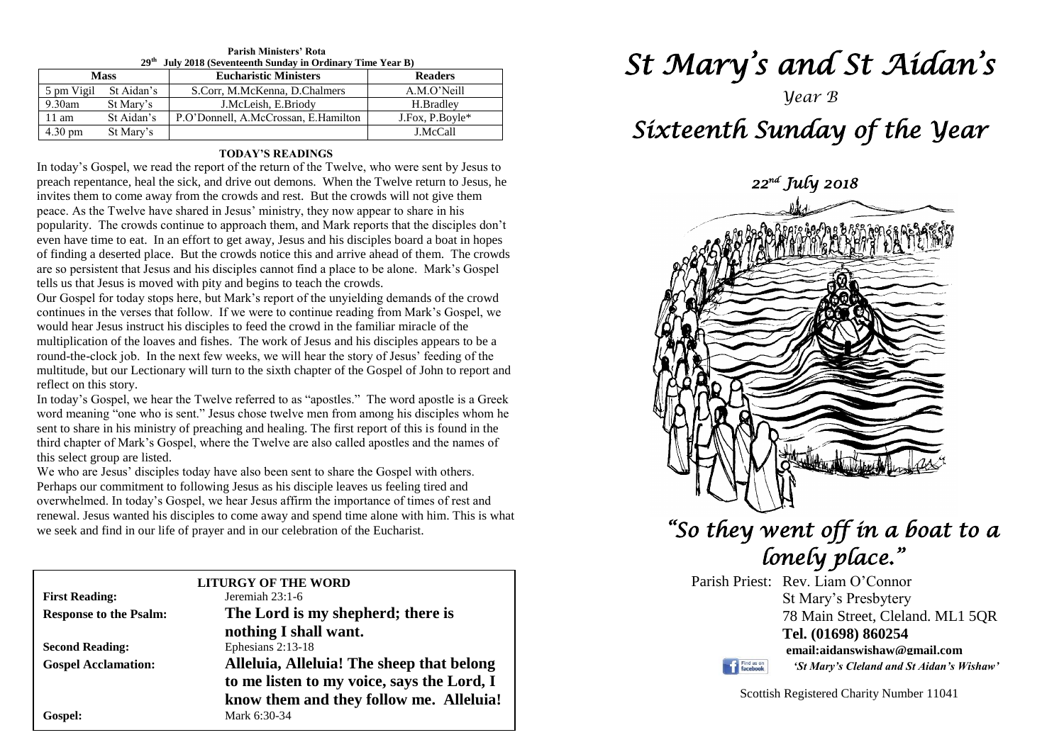**Parish Ministers' Rota**
**29th July 2018 (Seventeenth Sunday in Ordinary Time Year B)**

| Mass | | Eucharistic Ministers | Readers |
|---|---|---|---|
| 5 pm Vigil | St Aidan's | S.Corr, M.McKenna, D.Chalmers | A.M.O'Neill |
| 9.30am | St Mary's | J.McLeish, E.Briody | H.Bradley |
| 11 am | St Aidan's | P.O'Donnell, A.McCrossan, E.Hamilton | J.Fox, P.Boyle* |
| 4.30 pm | St Mary's | | J.McCall |

**TODAY'S READINGS**

In today's Gospel, we read the report of the return of the Twelve, who were sent by Jesus to preach repentance, heal the sick, and drive out demons. When the Twelve return to Jesus, he invites them to come away from the crowds and rest. But the crowds will not give them peace. As the Twelve have shared in Jesus' ministry, they now appear to share in his popularity. The crowds continue to approach them, and Mark reports that the disciples don't even have time to eat. In an effort to get away, Jesus and his disciples board a boat in hopes of finding a deserted place. But the crowds notice this and arrive ahead of them. The crowds are so persistent that Jesus and his disciples cannot find a place to be alone. Mark's Gospel tells us that Jesus is moved with pity and begins to teach the crowds.

Our Gospel for today stops here, but Mark's report of the unyielding demands of the crowd continues in the verses that follow. If we were to continue reading from Mark's Gospel, we would hear Jesus instruct his disciples to feed the crowd in the familiar miracle of the multiplication of the loaves and fishes. The work of Jesus and his disciples appears to be a round-the-clock job. In the next few weeks, we will hear the story of Jesus' feeding of the multitude, but our Lectionary will turn to the sixth chapter of the Gospel of John to report and reflect on this story.

In today's Gospel, we hear the Twelve referred to as "apostles." The word apostle is a Greek word meaning "one who is sent." Jesus chose twelve men from among his disciples whom he sent to share in his ministry of preaching and healing. The first report of this is found in the third chapter of Mark's Gospel, where the Twelve are also called apostles and the names of this select group are listed.

We who are Jesus' disciples today have also been sent to share the Gospel with others. Perhaps our commitment to following Jesus as his disciple leaves us feeling tired and overwhelmed. In today's Gospel, we hear Jesus affirm the importance of times of rest and renewal. Jesus wanted his disciples to come away and spend time alone with him. This is what we seek and find in our life of prayer and in our celebration of the Eucharist.

**LITURGY OF THE WORD**

**First Reading:** Jeremiah 23:1-6

**Response to the Psalm:** **The Lord is my shepherd; there is nothing I shall want.**

**Second Reading:** Ephesians 2:13-18

**Gospel Acclamation:** **Alleluia, Alleluia! The sheep that belong to me listen to my voice, says the Lord, I know them and they follow me. Alleluia!**

**Gospel:** Mark 6:30-34

# *St Mary's and St Aidan's*

*Year B*

# *Sixteenth Sunday of the Year*

*22nd July 2018*

## *"So they went off in a boat to a lonely place."*

Parish Priest: Rev. Liam O'Connor
St Mary's Presbytery
78 Main Street, Cleland. ML1 5QR
**Tel. (01698) 860254**
**email:aidanswishaw@gmail.com**
*'St Mary's Cleland and St Aidan's Wishaw'*

Scottish Registered Charity Number 11041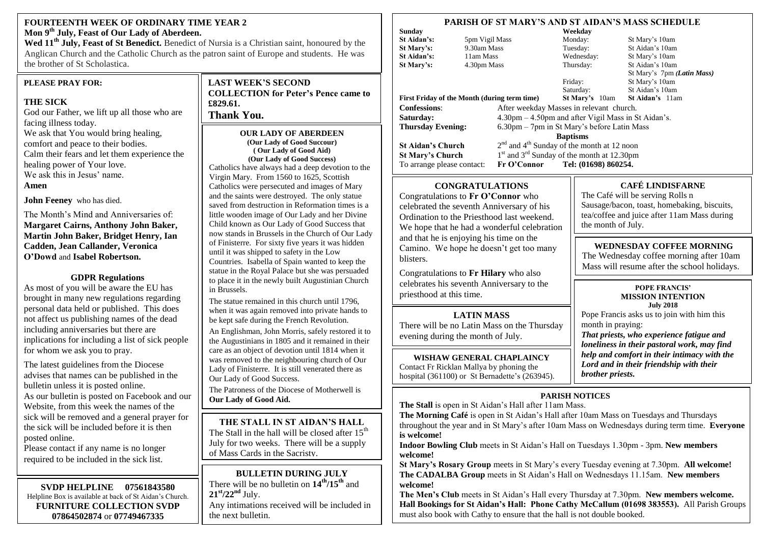# FOURTEENTH WEEK OF ORDINARY TIME YEAR 2

**Mon 9th July, Feast of Our Lady of Aberdeen.**

**Wed 11th July, Feast of St Benedict.** Benedict of Nursia is a Christian saint, honoured by the Anglican Church and the Catholic Church as the patron saint of Europe and students. He was the brother of St Scholastica.

## PLEASE PRAY FOR:

### THE SICK

God our Father, we lift up all those who are facing illness today.
We ask that You would bring healing, comfort and peace to their bodies.
Calm their fears and let them experience the healing power of Your love.
We ask this in Jesus' name.
**Amen**

**John Feeney** who has died.

The Month's Mind and Anniversaries of: **Margaret Cairns, Anthony John Baker, Martin John Baker, Bridget Henry, Ian Cadden, Jean Callander, Veronica O'Dowd** and **Isabel Robertson.**

### GDPR Regulations

As most of you will be aware the EU has brought in many new regulations regarding personal data held or published. This does not affect us publishing names of the dead including anniversaries but there are implications for including a list of sick people for whom we ask you to pray.

The latest guidelines from the Diocese advises that names can be published in the bulletin unless it is posted online.
As our bulletin is posted on Facebook and our Website, from this week the names of the sick will be removed and a general prayer for the sick will be included before it is then posted online.
Please contact if any name is no longer required to be included in the sick list.

## SVDP HELPLINE 07561843580

Helpline Box is available at back of St Aidan's Church.

**FURNITURE COLLECTION SVDP 07864502874** or **07749467335**

## LAST WEEK'S SECOND COLLECTION for Peter's Pence came to £829.61.

**Thank You.**

## OUR LADY OF ABERDEEN
**(Our Lady of Good Succour)**
**( Our Lady of Good Aid)**
**(Our Lady of Good Success)**

Catholics have always had a deep devotion to the Virgin Mary. From 1560 to 1625, Scottish Catholics were persecuted and images of Mary and the saints were destroyed. The only statue saved from destruction in Reformation times is a little wooden image of Our Lady and her Divine Child known as Our Lady of Good Success that now stands in Brussels in the Church of Our Lady of Finisterre. For sixty five years it was hidden until it was shipped to safety in the Low Countries. Isabella of Spain wanted to keep the statue in the Royal Palace but she was persuaded to place it in the newly built Augustinian Church in Brussels.

The statue remained in this church until 1796, when it was again removed into private hands to be kept safe during the French Revolution.

An Englishman, John Morris, safely restored it to the Augustinians in 1805 and it remained in their care as an object of devotion until 1814 when it was removed to the neighbouring church of Our Lady of Finisterre. It is still venerated there as Our Lady of Good Success.

The Patroness of the Diocese of Motherwell is **Our Lady of Good Aid.**

## THE STALL IN ST AIDAN'S HALL

The Stall in the hall will be closed after 15th July for two weeks. There will be a supply of Mass Cards in the Sacristy.

## BULLETIN DURING JULY

There will be no bulletin on **14th/15th** and **21st/22nd** July.
Any intimations received will be included in the next bulletin.

## PARISH OF ST MARY'S AND ST AIDAN'S MASS SCHEDULE

| Sunday | | Weekday | |
|---|---|---|---|
| **St Aidan's:** | 5pm Vigil Mass | Monday: | St Mary's 10am |
| **St Mary's:** | 9.30am Mass | Tuesday: | St Aidan's 10am |
| **St Aidan's:** | 11am Mass | Wednesday: | St Mary's 10am |
| **St Mary's:** | 4.30pm Mass | Thursday: | St Aidan's 10am<br>St Mary's 7pm ***(Latin Mass)*** |
| | | Friday: | St Mary's 10am |
| | | Saturday: | St Aidan's 10am |
| **First Friday of the Month (during term time)** | | **St Mary's** 10am | **St Aidan's** 11am |

**Confessions**: After weekday Masses in relevant church.
**Saturday:** 4.30pm – 4.50pm and after Vigil Mass in St Aidan's.
**Thursday Evening:** 6.30pm – 7pm in St Mary's before Latin Mass

**Baptisms**

**St Aidan's Church** 2nd and 4th Sunday of the month at 12 noon
**St Mary's Church** 1st and 3rd Sunday of the month at 12.30pm
To arrange please contact: **Fr O'Connor Tel: (01698) 860254.**

## CONGRATULATIONS

Congratulations to **Fr O'Connor** who celebrated the seventh Anniversary of his Ordination to the Priesthood last weekend. We hope that he had a wonderful celebration and that he is enjoying his time on the Camino. We hope he doesn't get too many blisters.

Congratulations to **Fr Hilary** who also celebrates his seventh Anniversary to the priesthood at this time.

## LATIN MASS

There will be no Latin Mass on the Thursday evening during the month of July.

## WISHAW GENERAL CHAPLAINCY

Contact Fr Ricklan Mallya by phoning the hospital (361100) or St Bernadette's (263945).

## CAFÉ LINDISFARNE

The Café will be serving Rolls n Sausage/bacon, toast, homebaking, biscuits, tea/coffee and juice after 11am Mass during the month of July.

## WEDNESDAY COFFEE MORNING

The Wednesday coffee morning after 10am Mass will resume after the school holidays.

## POPE FRANCIS' MISSION INTENTION
**July 2018**

Pope Francis asks us to join with him this month in praying:

***That priests, who experience fatigue and loneliness in their pastoral work, may find help and comfort in their intimacy with the Lord and in their friendship with their brother priests.***

## PARISH NOTICES

**The Stall** is open in St Aidan's Hall after 11am Mass.

**The Morning Café** is open in St Aidan's Hall after 10am Mass on Tuesdays and Thursdays throughout the year and in St Mary's after 10am Mass on Wednesdays during term time. **Everyone is welcome!**

**Indoor Bowling Club** meets in St Aidan's Hall on Tuesdays 1.30pm - 3pm. **New members welcome!**

**St Mary's Rosary Group** meets in St Mary's every Tuesday evening at 7.30pm. **All welcome!**

**The CADALBA Group** meets in St Aidan's Hall on Wednesdays 11.15am. **New members welcome!**

**The Men's Club** meets in St Aidan's Hall every Thursday at 7.30pm. **New members welcome.**

**Hall Bookings for St Aidan's Hall: Phone Cathy McCallum (01698 383553).** All Parish Groups must also book with Cathy to ensure that the hall is not double booked.